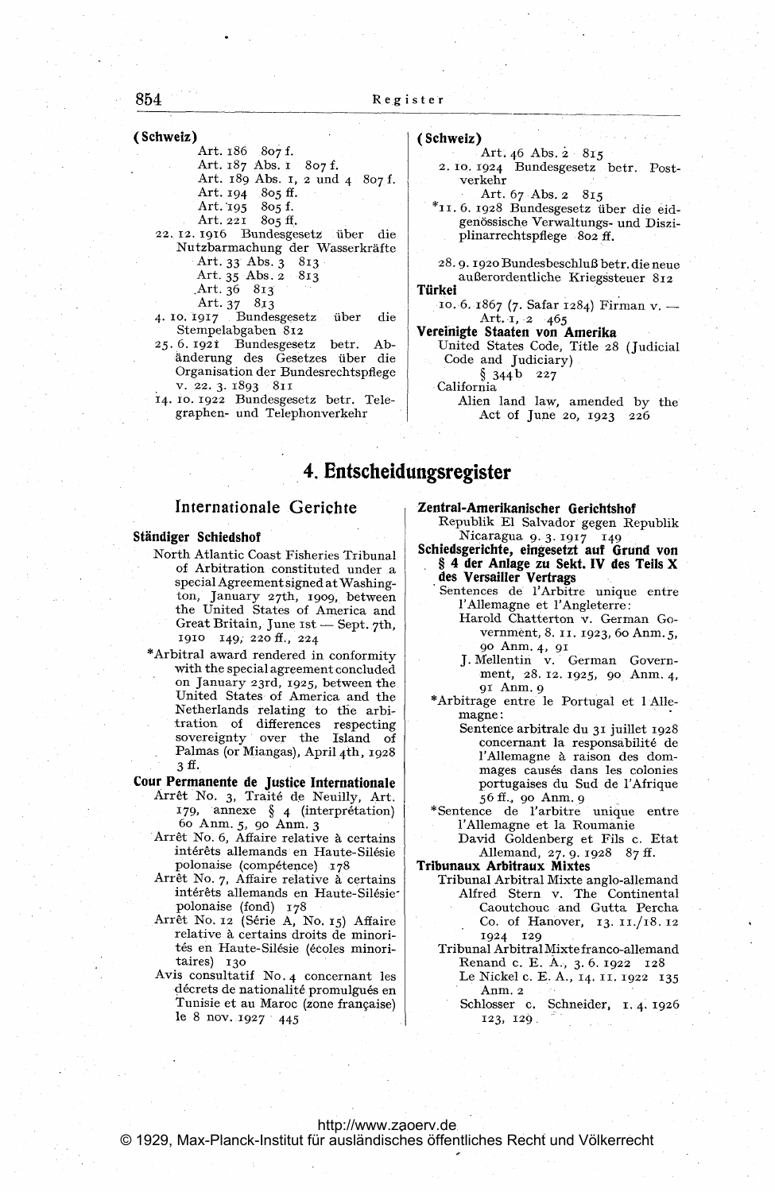**(Schweiz)**

Art. 186 807 f.
Art. 187 Abs. 1 807 f.
Art. 189 Abs. 1, 2 und 4 807 f.
Art. 194 805 ff.
Art. 195 805 f.
Art. 221 805 ff.

22. 12. 1916 Bundesgesetz über die Nutzbarmachung der Wasserkräfte
Art. 33 Abs. 3 813
Art. 35 Abs. 2 813
Art. 36 813
Art. 37 813

4. 10. 1917 Bundesgesetz über die Stempelabgaben 812

25. 6. 1921 Bundesgesetz betr. Abänderung des Gesetzes über die Organisation der Bundesrechtspflege v. 22. 3. 1893 811

14. 10. 1922 Bundesgesetz betr. Telegraphen- und Telephonverkehr

**(Schweiz)**

Art. 46 Abs. 2 815

2. 10. 1924 Bundesgesetz betr. Postverkehr
Art. 67 Abs. 2 815

*11. 6. 1928 Bundesgesetz über die eidgenössische Verwaltungs- und Disziplinarrechtspflege 802 ff.

28. 9. 1920 Bundesbeschluß betr. die neue außerordentliche Kriegssteuer 812

**Türkei**

10. 6. 1867 (7. Safar 1284) Firman v. — Art. 1, 2 465

**Vereinigte Staaten von Amerika**

United States Code, Title 28 (Judicial Code and Judiciary)
§ 344b 227

California
Alien land law, amended by the Act of June 20, 1923 226

## 4. Entscheidungsregister

### Internationale Gerichte

**Ständiger Schiedshof**

North Atlantic Coast Fisheries Tribunal of Arbitration constituted under a special Agreement signed at Washington, January 27th, 1909, between the United States of America and Great Britain, June 1st — Sept. 7th, 1910 149, 220 ff., 224

*Arbitral award rendered in conformity with the special agreement concluded on January 23rd, 1925, between the United States of America and the Netherlands relating to the arbitration of differences respecting sovereignty over the Island of Palmas (or Miangas), April 4th, 1928 3 ff.

**Cour Permanente de Justice Internationale**

Arrêt No. 3, Traité de Neuilly, Art. 179, annexe § 4 (interprétation) 60 Anm. 5, 90 Anm. 3

Arrêt No. 6, Affaire relative à certains intérêts allemands en Haute-Silésie polonaise (compétence) 178

Arrêt No. 7, Affaire relative à certains intérêts allemands en Haute-Silésie polonaise (fond) 178

Arrêt No. 12 (Série A, No. 15) Affaire relative à certains droits de minorités en Haute-Silésie (écoles minoritaires) 130

Avis consultatif No. 4 concernant les décrets de nationalité promulgués en Tunisie et au Maroc (zone française) le 8 nov. 1927 445

**Zentral-Amerikanischer Gerichtshof**

Republik El Salvador gegen Republik Nicaragua 9. 3. 1917 149

**Schiedsgerichte, eingesetzt auf Grund von § 4 der Anlage zu Sekt. IV des Teils X des Versailler Vertrags**

Sentences de l'Arbitre unique entre l'Allemagne et l'Angleterre:
Harold Chatterton v. German Government, 8. 11. 1923, 60 Anm. 5, 90 Anm. 4, 91
J. Mellentin v. German Government, 28. 12. 1925, 90 Anm. 4, 91 Anm. 9

*Arbitrage entre le Portugal et l'Allemagne:
Sentence arbitrale du 31 juillet 1928 concernant la responsabilité de l'Allemagne à raison des dommages causés dans les colonies portugaises du Sud de l'Afrique 56 ff., 90 Anm. 9

*Sentence de l'arbitre unique entre l'Allemagne et la Roumanie
David Goldenberg et Fils c. Etat Allemand, 27. 9. 1928 87 ff.

**Tribunaux Arbitraux Mixtes**

Tribunal Arbitral Mixte anglo-allemand
Alfred Stern v. The Continental Caoutchouc and Gutta Percha Co. of Hanover, 13. 11./18. 12 1924 129

Tribunal Arbitral Mixte franco-allemand
Renand c. E. A., 3. 6. 1922 128
Le Nickel c. E. A., 14. 11. 1922 135 Anm. 2
Schlosser c. Schneider, 1. 4. 1926 123, 129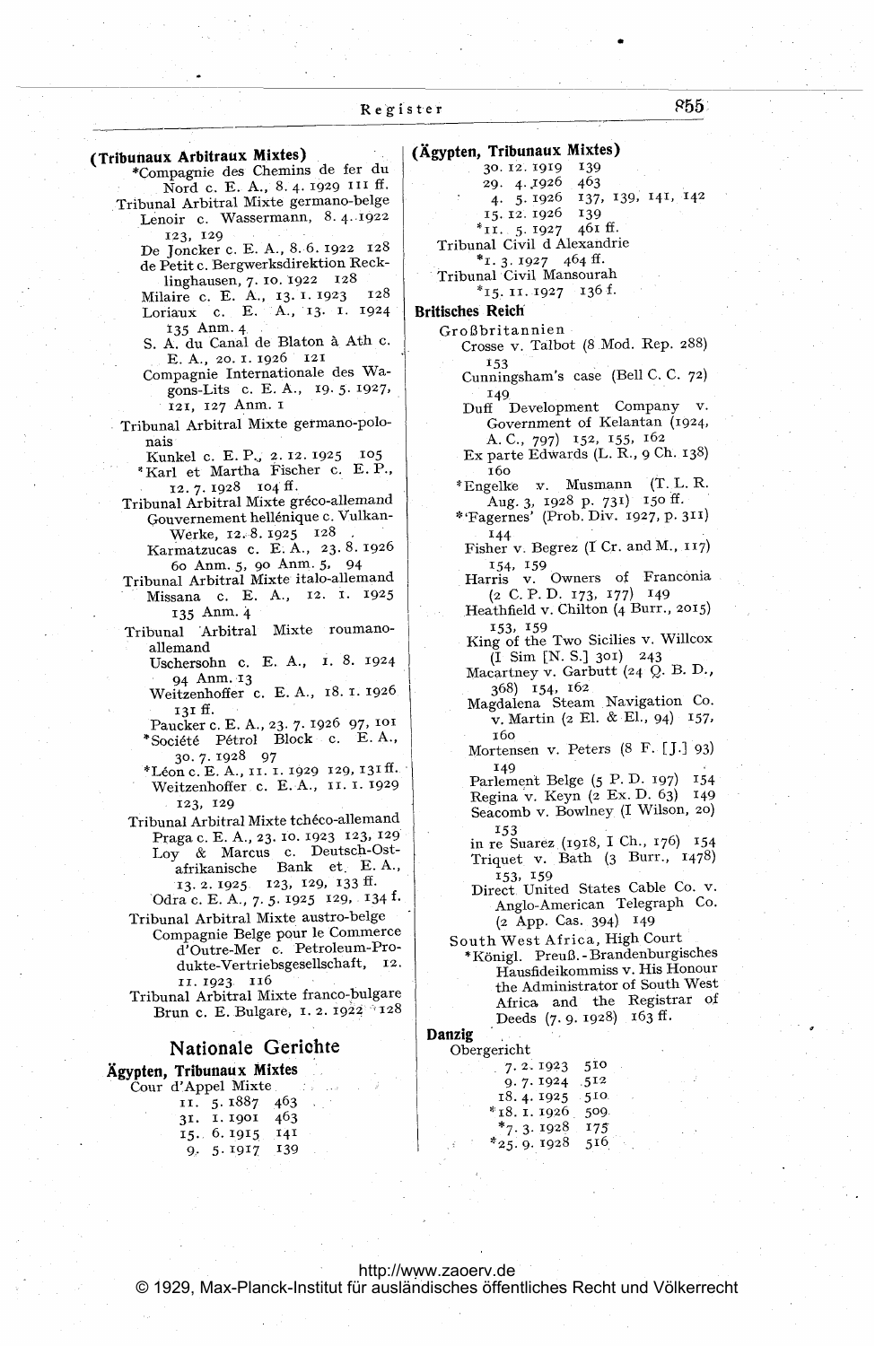**(Tribunaux Arbitraux Mixtes)**

*Compagnie des Chemins de fer du Nord c. E. A., 8. 4. 1929 111 ff.

Tribunal Arbitral Mixte germano-belge

Lenoir c. Wassermann, 8. 4. 1922 123, 129

De Joncker c. E. A., 8. 6. 1922 128

de Petit c. Bergwerksdirektion Recklinghausen, 7. 10. 1922 128

Milaire c. E. A., 13. 1. 1923 128

Loriaux c. E. A., 13. 1. 1924 135 Anm. 4

S. A. du Canal de Blaton à Ath c. E. A., 20. 1. 1926 121

Compagnie Internationale des Wagons-Lits c. E. A., 19. 5. 1927, 121, 127 Anm. 1

Tribunal Arbitral Mixte germano-polonais

Kunkel c. E. P., 2. 12. 1925 105

*Karl et Martha Fischer c. E. P., 12. 7. 1928 104 ff.

Tribunal Arbitral Mixte gréco-allemand

Gouvernement hellénique c. Vulkan-Werke, 12. 8. 1925 128

Karmatzucas c. E. A., 23. 8. 1926 60 Anm. 5, 90 Anm. 5, 94

Tribunal Arbitral Mixte italo-allemand

Missana c. E. A., 12. 1. 1925 135 Anm. 4

Tribunal Arbitral Mixte roumano-allemand

Uschersohn c. E. A., 1. 8. 1924 94 Anm. 13

Weitzenhoffer c. E. A., 18. 1. 1926 131 ff.

Paucker c. E. A., 23. 7. 1926 97, 101

*Société Pétrol Block c. E. A., 30. 7. 1928 97

*Léon c. E. A., 11. 1. 1929 129, 131 ff.

Weitzenhoffer c. E. A., 11. 1. 1929 123, 129

Tribunal Arbitral Mixte tchéco-allemand

Praga c. E. A., 23. 10. 1923 123, 129

Loy & Marcus c. Deutsch-Ostafrikanische Bank et E. A., 13. 2. 1925 123, 129, 133 ff.

Odra c. E. A., 7. 5. 1925 129, 134 f.

Tribunal Arbitral Mixte austro-belge

Compagnie Belge pour le Commerce d'Outre-Mer c. Petroleum-Produkte-Vertriebsgesellschaft, 12. 11. 1923 116

Tribunal Arbitral Mixte franco-bulgare

Brun c. E. Bulgare, 1. 2. 1922 128

## Nationale Gerichte

**Ägypten, Tribunaux Mixtes**

Cour d'Appel Mixte

11. 5. 1887 463
31. 1. 1901 463
15. 6. 1915 141
9. 5. 1917 139

**(Ägypten, Tribunaux Mixtes)**

30. 12. 1919 139
29. 4. 1926 463
4. 5. 1926 137, 139, 141, 142
15. 12. 1926 139
*11. 5. 1927 461 ff.

Tribunal Civil d Alexandrie

*1. 3. 1927 464 ff.

Tribunal Civil Mansourah

*15. 11. 1927 136 f.

**Britisches Reich**

Großbritannien

Crosse v. Talbot (8 Mod. Rep. 288) 153

Cunningsham's case (Bell C. C. 72) 149

Duff Development Company v. Government of Kelantan (1924, A. C., 797) 152, 155, 162

Ex parte Edwards (L. R., 9 Ch. 138) 160

*Engelke v. Musmann (T. L. R. Aug. 3, 1928 p. 731) 150 ff.

*'Fagernes' (Prob. Div. 1927, p. 311) 144

Fisher v. Begrez (I Cr. and M., 117) 154, 159

Harris v. Owners of Franconia (2 C. P. D. 173, 177) 149

Heathfield v. Chilton (4 Burr., 2015) 153, 159

King of the Two Sicilies v. Willcox (I Sim [N. S.] 301) 243

Macartney v. Garbutt (24 Q. B. D., 368) 154, 162

Magdalena Steam Navigation Co. v. Martin (2 El. & El., 94) 157, 160

Mortensen v. Peters (8 F. [J.] 93) 149

Parlement Belge (5 P. D. 197) 154

Regina v. Keyn (2 Ex. D. 63) 149

Seacomb v. Bowlney (I Wilson, 20) 153

in re Suarez (1918, I Ch., 176) 154

Triquet v. Bath (3 Burr., 1478) 153, 159

Direct United States Cable Co. v. Anglo-American Telegraph Co. (2 App. Cas. 394) 149

South West Africa, High Court

*Königl. Preuß.-Brandenburgisches Hausfideikommiss v. His Honour the Administrator of South West Africa and the Registrar of Deeds (7. 9. 1928) 163 ff.

**Danzig**

Obergericht

7. 2. 1923 510
9. 7. 1924 512
18. 4. 1925 510
*18. 1. 1926 509
*7. 3. 1928 175
*25. 9. 1928 516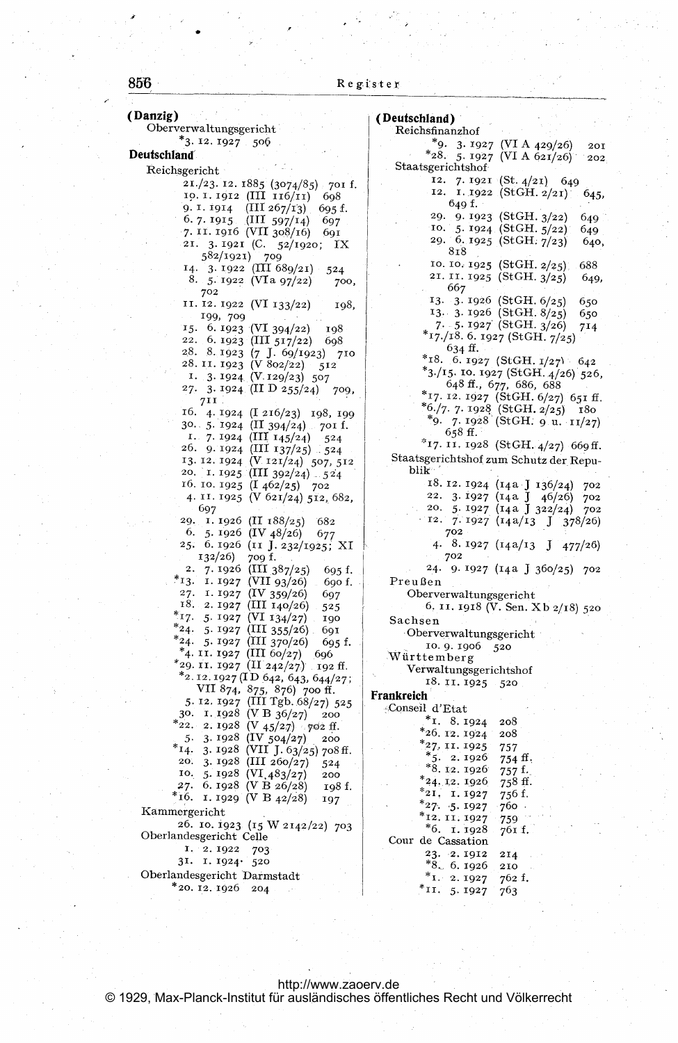**(Danzig)**

Oberverwaltungsgericht

*3. 12. 1927 506

**Deutschland**

Reichsgericht

21./23. 12. 1885 (3074/85) 701 f.
19. 1. 1912 (III 116/11) 698
9. 1. 1914 (III 267/13) 695 f.
6. 7. 1915 (III 597/14) 697
7. 11. 1916 (VII 308/16) 691
21. 3. 1921 (C. 52/1920; IX 582/1921) 709
14. 3. 1922 (III 689/21) 524
8. 5. 1922 (VIa 97/22) 700, 702
11. 12. 1922 (VI 133/22) 198, 199, 709
15. 6. 1923 (VI 394/22) 198
22. 6. 1923 (III 517/22) 698
28. 8. 1923 (7 J. 69/1923) 710
28. 11. 1923 (V 802/22) 512
1. 3. 1924 (V. 129/23) 507
27. 3. 1924 (II D 255/24) 709, 711
16. 4. 1924 (I 216/23) 198, 199
30. 5. 1924 (II 394/24) 701 f.
1. 7. 1924 (III 145/24) 524
26. 9. 1924 (III 137/25) 524
13. 12. 1924 (V 121/24) 507, 512
20. 1. 1925 (III 392/24) 524
16. 10. 1925 (I 462/25) 702
4. 11. 1925 (V 621/24) 512, 682, 697
29. 1. 1926 (II 188/25) 682
6. 5. 1926 (IV 48/26) 677
25. 6. 1926 (11 J. 232/1925; XI 132/26) 709 f.
2. 7. 1926 (III 387/25) 695 f.
*13. 1. 1927 (VII 93/26) 690 f.
27. 1. 1927 (IV 359/26) 697
18. 2. 1927 (III 140/26) 525
*17. 5. 1927 (VI 134/27) 190
*24. 5. 1927 (III 355/26) 691
*24. 5. 1927 (III 370/26) 695 f.
*4. 11. 1927 (III 60/27) 696
*29. 11. 1927 (II 242/27) 192 ff.
*2. 12. 1927 (I D 642, 643, 644/27; VII 874, 875, 876) 700 ff.
5. 12. 1927 (III Tgb. 68/27) 525
30. 1. 1928 (V B 36/27) 200
*22. 2. 1928 (V 45/27) 702 ff.
5. 3. 1928 (IV 504/27) 200
*14. 3. 1928 (VII J. 63/25) 708 ff.
20. 3. 1928 (III 260/27) 524
10. 5. 1928 (VI. 483/27) 200
27. 6. 1928 (V B 26/28) 198 f.
*16. 1. 1929 (V B 42/28) 197

Kammergericht

26. 10. 1923 (15 W 2142/22) 703

Oberlandesgericht Celle

1. 2. 1922 703
31. 1. 1924 520

Oberlandesgericht Darmstadt

*20. 12. 1926 204

**(Deutschland)**

Reichsfinanzhof

*9. 3. 1927 (VI A 429/26) 201
*28. 5. 1927 (VI A 621/26) 202

Staatsgerichtshof

12. 7. 1921 (St. 4/21) 649
12. 1. 1922 (StGH. 2/21) 645, 649 f.
29. 9. 1923 (StGH. 3/22) 649
10. 5. 1924 (StGH. 5/22) 649
29. 6. 1925 (StGH. 7/23) 640, 818
10. 10. 1925 (StGH. 2/25) 688
21. 11. 1925 (StGH. 3/25) 649, 667
13. 3. 1926 (StGH. 6/25) 650
13. 3. 1926 (StGH. 8/25) 650
7. 5. 1927 (StGH. 3/26) 714
*17./18. 6. 1927 (StGH. 7/25) 634 ff.
*18. 6. 1927 (StGH. 1/27) 642
*3./15. 10. 1927 (StGH. 4/26) 526, 648 ff., 677, 686, 688
*17. 12. 1927 (StGH. 6/27) 651 ff.
*6./7. 7. 1928 (StGH. 2/25) 180
*9. 7. 1928 (StGH. 9 u. 11/27) 658 ff.
*17. 11. 1928 (StGH. 4/27) 669 ff.

Staatsgerichtshof zum Schutz der Republik

18. 12. 1924 (14a J 136/24) 702
22. 3. 1927 (14a J 46/26) 702
20. 5. 1927 (14a J 322/24) 702
12. 7. 1927 (14a/13 J 378/26) 702
4. 8. 1927 (14a/13 J 477/26) 702
24. 9. 1927 (14a J 360/25) 702

Preußen

Oberverwaltungsgericht

6. 11. 1918 (V. Sen. Xb 2/18) 520

Sachsen

Oberverwaltungsgericht

10. 9. 1906 520

Württemberg

Verwaltungsgerichtshof

18. 11. 1925 520

**Frankreich**

Conseil d'Etat

*1. 8. 1924 208
*26. 12. 1924 208
*27. 11. 1925 757
*5. 2. 1926 754 ff.
*8. 12. 1926 757 f.
*24. 12. 1926 758 ff.
*21. 1. 1927 756 f.
*27. 5. 1927 760
*12. 11. 1927 759
*6. 1. 1928 761 f.

Cour de Cassation

23. 2. 1912 214
*8. 6. 1926 210
*1. 2. 1927 762 f.
*11. 5. 1927 763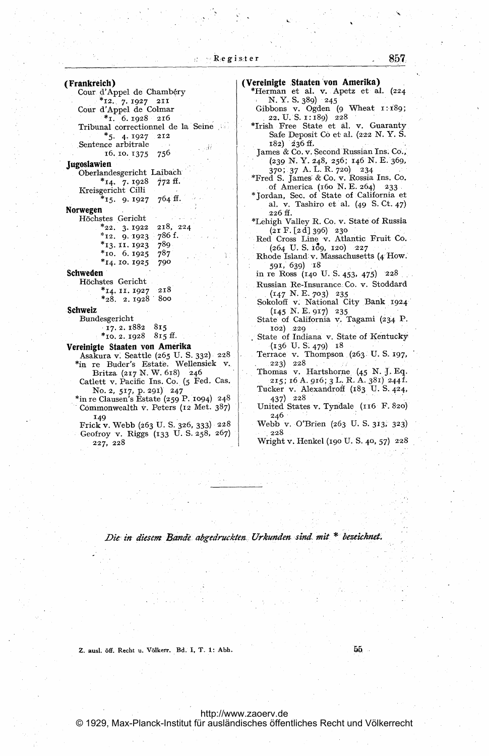**(Frankreich)**

Cour d'Appel de Chambéry
*12. 7. 1927 211

Cour d'Appel de Colmar
*1. 6. 1928 216

Tribunal correctionnel de la Seine
*5. 4. 1927 212

Sentence arbitrale
16. 10. 1375 756

**Jugoslawien**

Oberlandesgericht Laibach
*14. 7. 1928 772 ff.

Kreisgericht Cilli
*15. 9. 1927 764 ff.

**Norwegen**

Höchstes Gericht
*22. 3. 1922 218, 224
*12. 9. 1923 786 f.
*13. 11. 1923 789
*10. 6. 1925 787
*14. 10. 1925 790

**Schweden**

Höchstes Gericht
*14. 11. 1927 218
*28. 2. 1928 800

**Schweiz**

Bundesgericht
17. 2. 1882 815
*10. 2. 1928 815 ff.

**Vereinigte Staaten von Amerika**

Asakura v. Seattle (265 U. S. 332) 228
*in re Buder's Estate. Wellensiek v. Britza (217 N. W. 618) 246
Catlett v. Pacific Ins. Co. (5 Fed. Cas. No. 2, 517, p. 291) 247
*in re Clausen's Estate (259 P. 1094) 248
Commonwealth v. Peters (12 Met. 387) 149
Frick v. Webb (263 U. S. 326, 333) 228
Geofroy v. Riggs (133 U. S. 258, 267) 227, 228

**(Vereinigte Staaten von Amerika)**

*Herman et al. v. Apetz et al. (224 N. Y. S. 389) 245
Gibbons v. Ogden (9 Wheat 1:189; 22. U. S. 1:189) 228
*Irish Free State et al. v. Guaranty Safe Deposit Co et al. (222 N. Y. S. 182) 236 ff.
James & Co. v. Second Russian Ins. Co., (239 N. Y. 248, 256; 146 N. E. 369, 370; 37 A. L. R. 720) 234
*Fred S. James & Co. v. Rossia Ins. Co. of America (160 N. E. 264) 233
*Jordan, Sec. of State of California et al. v. Tashiro et al. (49 S. Ct. 47) 226 ff.
*Lehigh Valley R. Co. v. State of Russia (21 F. [2d] 396) 230
Red Cross Line v. Atlantic Fruit Co. (264 U. S. 109, 120) 227
Rhode Island v. Massachusetts (4 How. 591, 639) 18
in re Ross (140 U. S. 453, 475) 228
Russian Re-Insurance Co. v. Stoddard (147 N. E. 703) 235
Sokoloff v. National City Bank 1924 (145 N. E. 917) 235
State of California v. Tagami (234 P. 102) 229
State of Indiana v. State of Kentucky (136 U. S. 479) 18
Terrace v. Thompson (263 U. S. 197, 223) 228
Thomas v. Hartshorne (45 N. J. Eq. 215; 16 A. 916; 3 L. R. A. 381) 244 f.
Tucker v. Alexandroff (183 U. S. 424, 437) 228
United States v. Tyndale (116 F. 820) 246
Webb v. O'Brien (263 U. S. 313, 323) 228
Wright v. Henkel (190 U. S. 40, 57) 228

---

*Die in diesem Bande abgedruckten Urkunden sind mit * bezeichnet.*